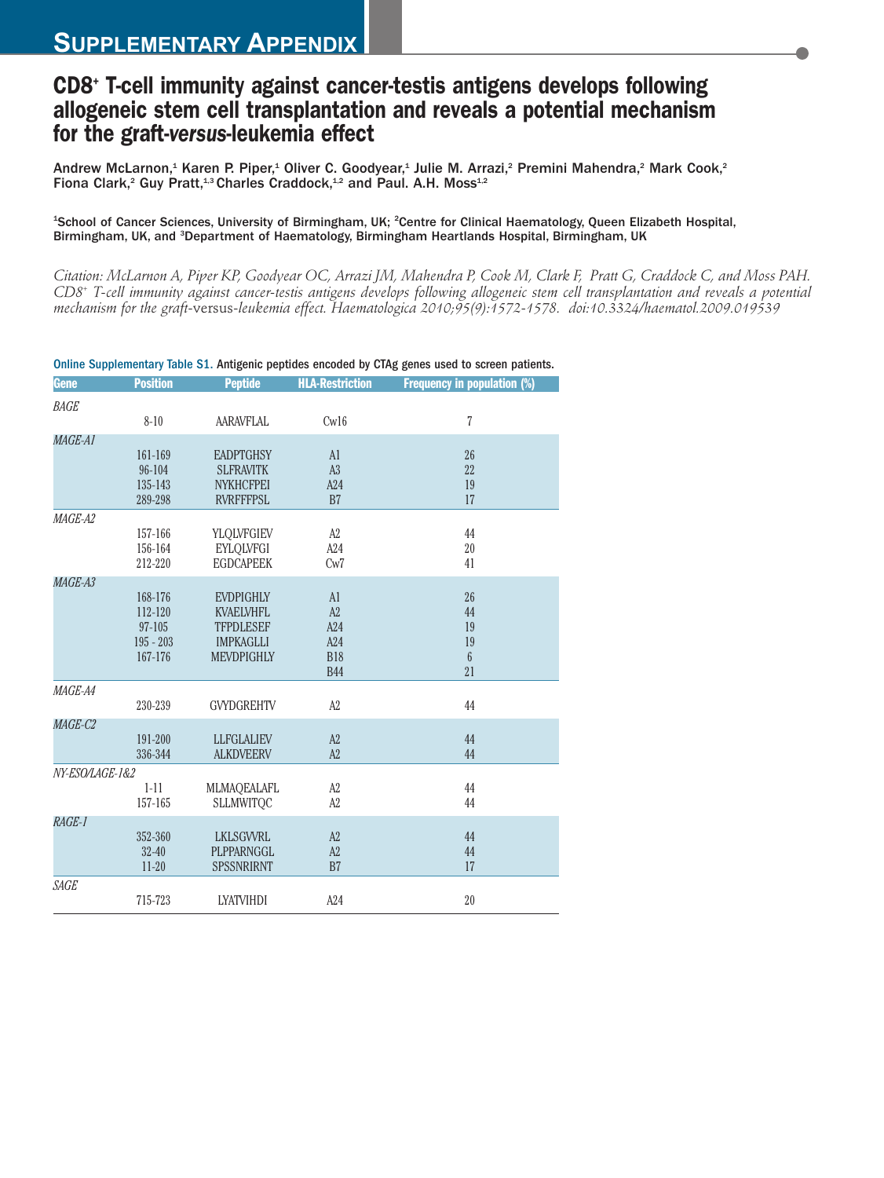# Supplementary Appendix

## CD8+ T-cell immunity against cancer-testis antigens develops following allogeneic stem cell transplantation and reveals a potential mechanism for the graft-*versus*-leukemia effect

Andrew McLarnon,[1] Karen P. Piper,[1] Oliver C. Goodyear,[1] Julie M. Arrazi,[2] Premini Mahendra,[2] Mark Cook,[2] Fiona Clark,[2] Guy Pratt,[1,3] Charles Craddock,[1,2] and Paul. A.H. Moss[1,2]

[1]School of Cancer Sciences, University of Birmingham, UK; [2]Centre for Clinical Haematology, Queen Elizabeth Hospital, Birmingham, UK, and [3]Department of Haematology, Birmingham Heartlands Hospital, Birmingham, UK

*Citation: McLarnon A, Piper KP, Goodyear OC, Arrazi JM, Mahendra P, Cook M, Clark F, Pratt G, Craddock C, and Moss PAH. CD8+ T-cell immunity against cancer-testis antigens develops following allogeneic stem cell transplantation and reveals a potential mechanism for the graft-*versus*-leukemia effect. Haematologica 2010;95(9):1572-1578. doi:10.3324/haematol.2009.019539*

**Online Supplementary Table S1.** Antigenic peptides encoded by CTAg genes used to screen patients.

| Gene | Position | Peptide | HLA-Restriction | Frequency in population (%) |
|---|---|---|---|---|
| *BAGE* | | | | |
| | 8-10 | AARAVFLAL | Cw16 | 7 |
| *MAGE-A1* | | | | |
| | 161-169 | EADPTGHSY | A1 | 26 |
| | 96-104 | SLFRAVITK | A3 | 22 |
| | 135-143 | NYKHCFPEI | A24 | 19 |
| | 289-298 | RVRFFFPSL | B7 | 17 |
| *MAGE-A2* | | | | |
| | 157-166 | YLQLVFGIEV | A2 | 44 |
| | 156-164 | EYLQLVFGI | A24 | 20 |
| | 212-220 | EGDCAPEEK | Cw7 | 41 |
| *MAGE-A3* | | | | |
| | 168-176 | EVDPIGHLY | A1 | 26 |
| | 112-120 | KVAELVHFL | A2 | 44 |
| | 97-105 | TFPDLESEF | A24 | 19 |
| | 195 - 203 | IMPKAGLLI | A24 | 19 |
| | 167-176 | MEVDPIGHLY | B18 | 6 |
| | | | B44 | 21 |
| *MAGE-A4* | | | | |
| | 230-239 | GVYDGREHTV | A2 | 44 |
| *MAGE-C2* | | | | |
| | 191-200 | LLFGLALIEV | A2 | 44 |
| | 336-344 | ALKDVEERV | A2 | 44 |
| *NY-ESO/LAGE-1&2* | | | | |
| | 1-11 | MLMAQEALAFL | A2 | 44 |
| | 157-165 | SLLMWITQC | A2 | 44 |
| *RAGE-1* | | | | |
| | 352-360 | LKLSGVVRL | A2 | 44 |
| | 32-40 | PLPPARNGGL | A2 | 44 |
| | 11-20 | SPSSNRIRNT | B7 | 17 |
| *SAGE* | | | | |
| | 715-723 | LYATVIHDI | A24 | 20 |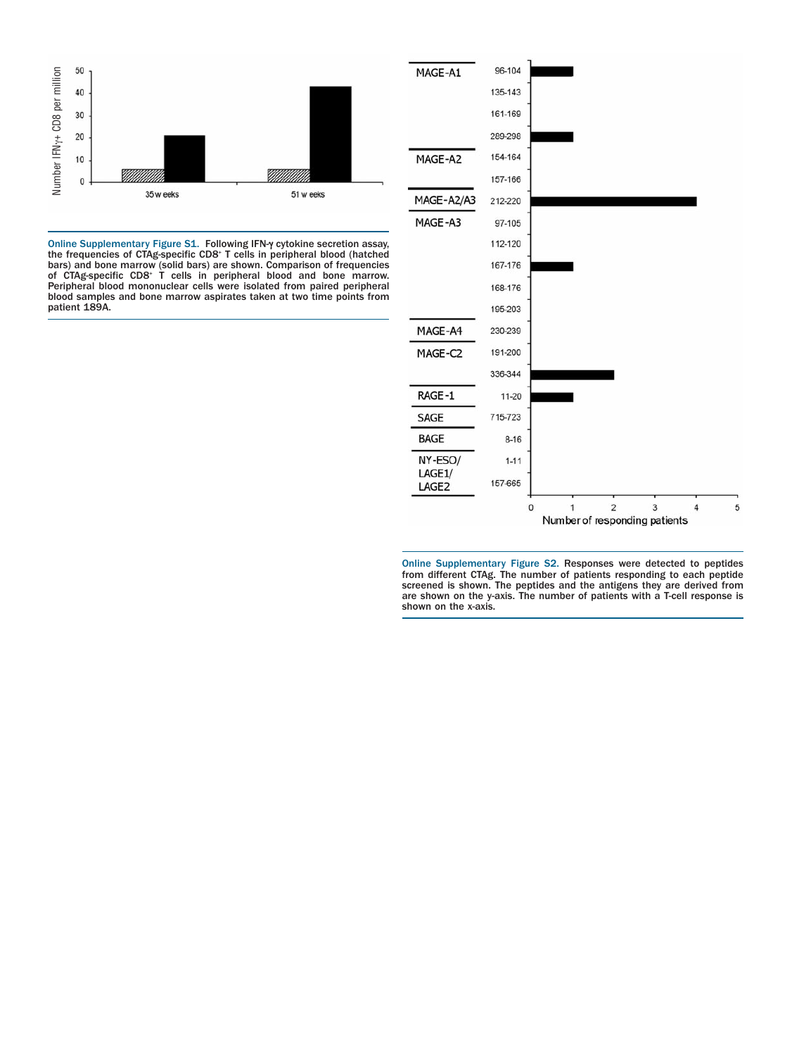Number IFN-γ+ CD8 per million

50

40

30

20

10

0

35 weeks

51 weeks

**Online Supplementary Figure S1.** Following IFN-γ cytokine secretion assay, the frequencies of CTAg-specific CD8+ T cells in peripheral blood (hatched bars) and bone marrow (solid bars) are shown. Comparison of frequencies of CTAg-specific CD8+ T cells in peripheral blood and bone marrow. Peripheral blood mononuclear cells were isolated from paired peripheral blood samples and bone marrow aspirates taken at two time points from patient 189A.

MAGE-A1
96-104
135-143
161-169
289-298

MAGE-A2
154-164
157-166

MAGE-A2/A3
212-220

MAGE-A3
97-105
112-120
167-176
168-176
195-203

MAGE-A4
230-239

MAGE-C2
191-200
336-344

RAGE-1
11-20

SAGE
715-723

BAGE
8-16

NY-ESO/ LAGE1/ LAGE2
1-11
157-665

0 1 2 3 4 5

Number of responding patients

**Online Supplementary Figure S2.** Responses were detected to peptides from different CTAg. The number of patients responding to each peptide screened is shown. The peptides and the antigens they are derived from are shown on the y-axis. The number of patients with a T-cell response is shown on the x-axis.